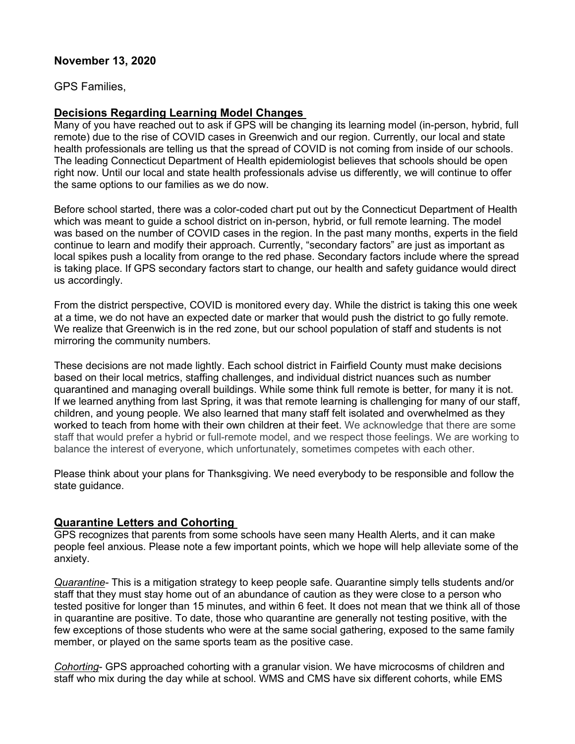**November 13, 2020**

GPS Families,

## Decisions Regarding Learning Model Changes

Many of you have reached out to ask if GPS will be changing its learning model (in-person, hybrid, full remote) due to the rise of COVID cases in Greenwich and our region. Currently, our local and state health professionals are telling us that the spread of COVID is not coming from inside of our schools. The leading Connecticut Department of Health epidemiologist believes that schools should be open right now. Until our local and state health professionals advise us differently, we will continue to offer the same options to our families as we do now.

Before school started, there was a color-coded chart put out by the Connecticut Department of Health which was meant to guide a school district on in-person, hybrid, or full remote learning. The model was based on the number of COVID cases in the region. In the past many months, experts in the field continue to learn and modify their approach. Currently, "secondary factors" are just as important as local spikes push a locality from orange to the red phase. Secondary factors include where the spread is taking place. If GPS secondary factors start to change, our health and safety guidance would direct us accordingly.

From the district perspective, COVID is monitored every day. While the district is taking this one week at a time, we do not have an expected date or marker that would push the district to go fully remote. We realize that Greenwich is in the red zone, but our school population of staff and students is not mirroring the community numbers.

These decisions are not made lightly. Each school district in Fairfield County must make decisions based on their local metrics, staffing challenges, and individual district nuances such as number quarantined and managing overall buildings. While some think full remote is better, for many it is not. If we learned anything from last Spring, it was that remote learning is challenging for many of our staff, children, and young people. We also learned that many staff felt isolated and overwhelmed as they worked to teach from home with their own children at their feet. We acknowledge that there are some staff that would prefer a hybrid or full-remote model, and we respect those feelings. We are working to balance the interest of everyone, which unfortunately, sometimes competes with each other.

Please think about your plans for Thanksgiving. We need everybody to be responsible and follow the state guidance.

## Quarantine Letters and Cohorting

GPS recognizes that parents from some schools have seen many Health Alerts, and it can make people feel anxious. Please note a few important points, which we hope will help alleviate some of the anxiety.

*Quarantine*- This is a mitigation strategy to keep people safe. Quarantine simply tells students and/or staff that they must stay home out of an abundance of caution as they were close to a person who tested positive for longer than 15 minutes, and within 6 feet. It does not mean that we think all of those in quarantine are positive. To date, those who quarantine are generally not testing positive, with the few exceptions of those students who were at the same social gathering, exposed to the same family member, or played on the same sports team as the positive case.

*Cohorting*- GPS approached cohorting with a granular vision. We have microcosms of children and staff who mix during the day while at school. WMS and CMS have six different cohorts, while EMS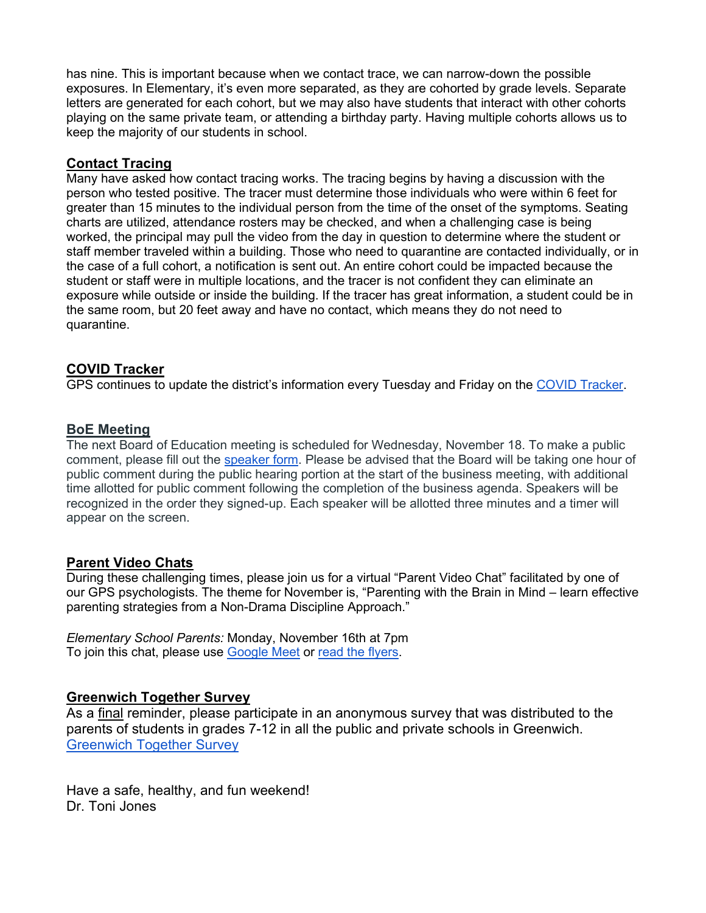has nine. This is important because when we contact trace, we can narrow-down the possible exposures. In Elementary, it's even more separated, as they are cohorted by grade levels. Separate letters are generated for each cohort, but we may also have students that interact with other cohorts playing on the same private team, or attending a birthday party. Having multiple cohorts allows us to keep the majority of our students in school.

**Contact Tracing**

Many have asked how contact tracing works. The tracing begins by having a discussion with the person who tested positive. The tracer must determine those individuals who were within 6 feet for greater than 15 minutes to the individual person from the time of the onset of the symptoms. Seating charts are utilized, attendance rosters may be checked, and when a challenging case is being worked, the principal may pull the video from the day in question to determine where the student or staff member traveled within a building. Those who need to quarantine are contacted individually, or in the case of a full cohort, a notification is sent out. An entire cohort could be impacted because the student or staff were in multiple locations, and the tracer is not confident they can eliminate an exposure while outside or inside the building. If the tracer has great information, a student could be in the same room, but 20 feet away and have no contact, which means they do not need to quarantine.

**COVID Tracker**

GPS continues to update the district's information every Tuesday and Friday on the COVID Tracker.

**BoE Meeting**

The next Board of Education meeting is scheduled for Wednesday, November 18. To make a public comment, please fill out the speaker form. Please be advised that the Board will be taking one hour of public comment during the public hearing portion at the start of the business meeting, with additional time allotted for public comment following the completion of the business agenda. Speakers will be recognized in the order they signed-up. Each speaker will be allotted three minutes and a timer will appear on the screen.

**Parent Video Chats**

During these challenging times, please join us for a virtual "Parent Video Chat" facilitated by one of our GPS psychologists. The theme for November is, "Parenting with the Brain in Mind – learn effective parenting strategies from a Non-Drama Discipline Approach."

*Elementary School Parents:* Monday, November 16th at 7pm
To join this chat, please use Google Meet or read the flyers.

**Greenwich Together Survey**

As a final reminder, please participate in an anonymous survey that was distributed to the parents of students in grades 7-12 in all the public and private schools in Greenwich.
Greenwich Together Survey

Have a safe, healthy, and fun weekend!
Dr. Toni Jones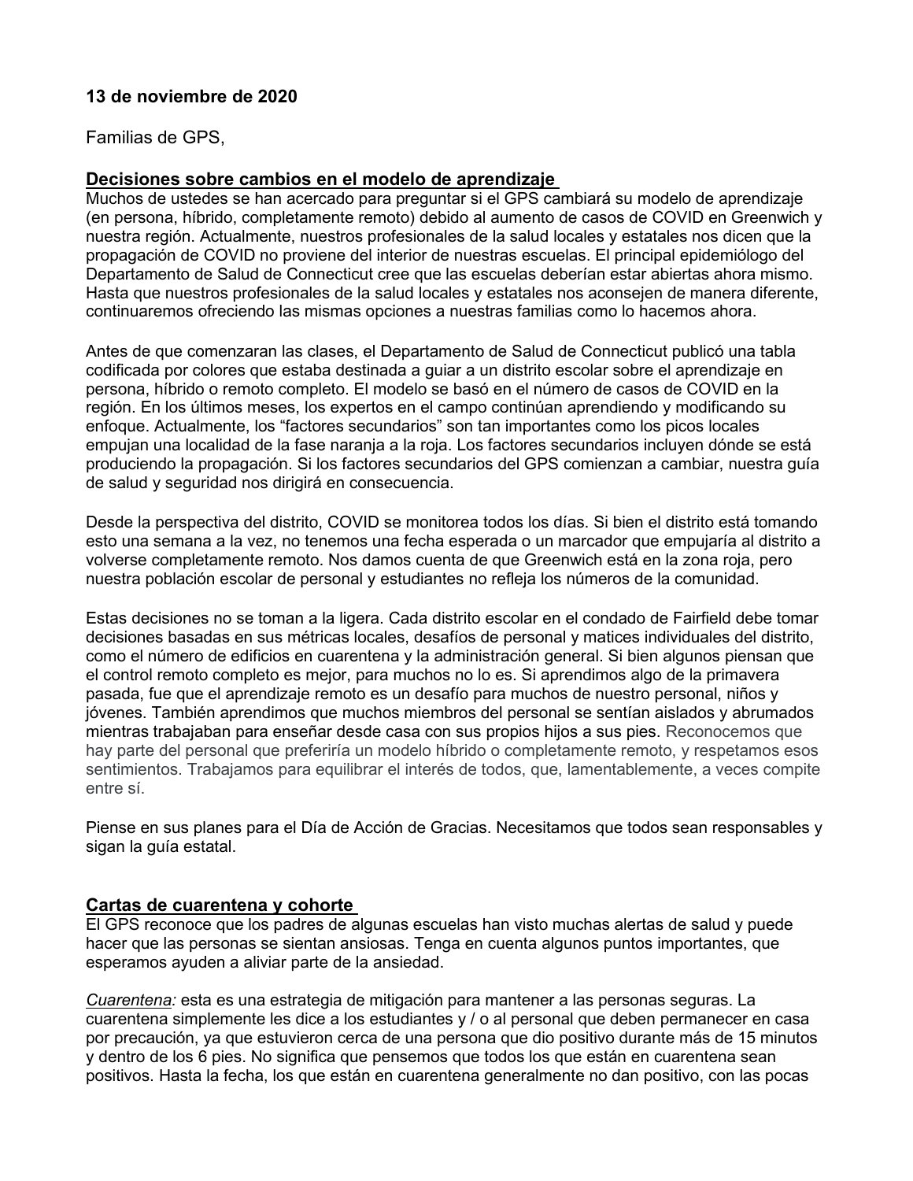**13 de noviembre de 2020**

Familias de GPS,

**<u>Decisiones sobre cambios en el modelo de aprendizaje</u>**

Muchos de ustedes se han acercado para preguntar si el GPS cambiará su modelo de aprendizaje (en persona, híbrido, completamente remoto) debido al aumento de casos de COVID en Greenwich y nuestra región. Actualmente, nuestros profesionales de la salud locales y estatales nos dicen que la propagación de COVID no proviene del interior de nuestras escuelas. El principal epidemiólogo del Departamento de Salud de Connecticut cree que las escuelas deberían estar abiertas ahora mismo. Hasta que nuestros profesionales de la salud locales y estatales nos aconsejen de manera diferente, continuaremos ofreciendo las mismas opciones a nuestras familias como lo hacemos ahora.

Antes de que comenzaran las clases, el Departamento de Salud de Connecticut publicó una tabla codificada por colores que estaba destinada a guiar a un distrito escolar sobre el aprendizaje en persona, híbrido o remoto completo. El modelo se basó en el número de casos de COVID en la región. En los últimos meses, los expertos en el campo continúan aprendiendo y modificando su enfoque. Actualmente, los "factores secundarios" son tan importantes como los picos locales empujan una localidad de la fase naranja a la roja. Los factores secundarios incluyen dónde se está produciendo la propagación. Si los factores secundarios del GPS comienzan a cambiar, nuestra guía de salud y seguridad nos dirigirá en consecuencia.

Desde la perspectiva del distrito, COVID se monitorea todos los días. Si bien el distrito está tomando esto una semana a la vez, no tenemos una fecha esperada o un marcador que empujaría al distrito a volverse completamente remoto. Nos damos cuenta de que Greenwich está en la zona roja, pero nuestra población escolar de personal y estudiantes no refleja los números de la comunidad.

Estas decisiones no se toman a la ligera. Cada distrito escolar en el condado de Fairfield debe tomar decisiones basadas en sus métricas locales, desafíos de personal y matices individuales del distrito, como el número de edificios en cuarentena y la administración general. Si bien algunos piensan que el control remoto completo es mejor, para muchos no lo es. Si aprendimos algo de la primavera pasada, fue que el aprendizaje remoto es un desafío para muchos de nuestro personal, niños y jóvenes. También aprendimos que muchos miembros del personal se sentían aislados y abrumados mientras trabajaban para enseñar desde casa con sus propios hijos a sus pies. Reconocemos que hay parte del personal que preferiría un modelo híbrido o completamente remoto, y respetamos esos sentimientos. Trabajamos para equilibrar el interés de todos, que, lamentablemente, a veces compite entre sí.

Piense en sus planes para el Día de Acción de Gracias. Necesitamos que todos sean responsables y sigan la guía estatal.

**<u>Cartas de cuarentena y cohorte</u>**

El GPS reconoce que los padres de algunas escuelas han visto muchas alertas de salud y puede hacer que las personas se sientan ansiosas. Tenga en cuenta algunos puntos importantes, que esperamos ayuden a aliviar parte de la ansiedad.

<u>*Cuarentena:*</u> esta es una estrategia de mitigación para mantener a las personas seguras. La cuarentena simplemente les dice a los estudiantes y / o al personal que deben permanecer en casa por precaución, ya que estuvieron cerca de una persona que dio positivo durante más de 15 minutos y dentro de los 6 pies. No significa que pensemos que todos los que están en cuarentena sean positivos. Hasta la fecha, los que están en cuarentena generalmente no dan positivo, con las pocas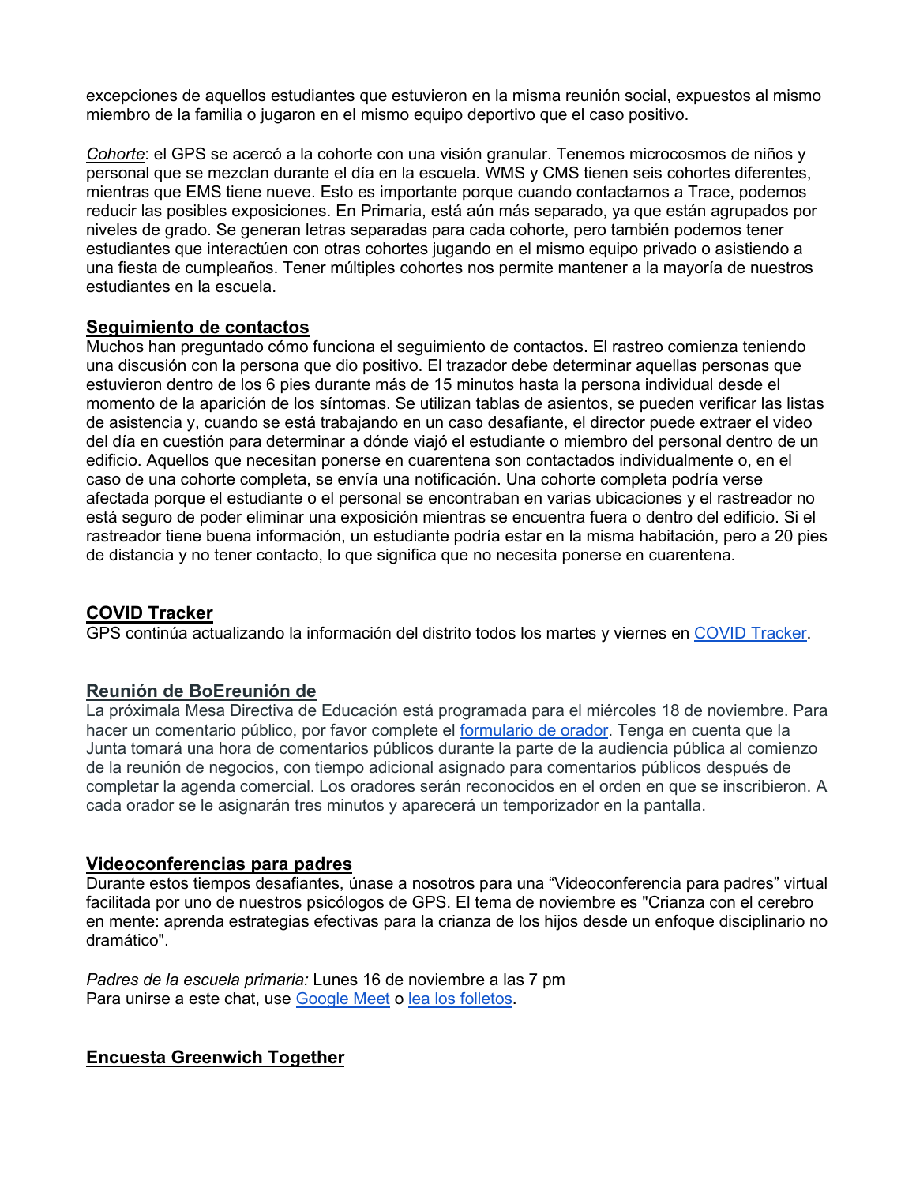excepciones de aquellos estudiantes que estuvieron en la misma reunión social, expuestos al mismo miembro de la familia o jugaron en el mismo equipo deportivo que el caso positivo.

*Cohorte*: el GPS se acercó a la cohorte con una visión granular. Tenemos microcosmos de niños y personal que se mezclan durante el día en la escuela. WMS y CMS tienen seis cohortes diferentes, mientras que EMS tiene nueve. Esto es importante porque cuando contactamos a Trace, podemos reducir las posibles exposiciones. En Primaria, está aún más separado, ya que están agrupados por niveles de grado. Se generan letras separadas para cada cohorte, pero también podemos tener estudiantes que interactúen con otras cohortes jugando en el mismo equipo privado o asistiendo a una fiesta de cumpleaños. Tener múltiples cohortes nos permite mantener a la mayoría de nuestros estudiantes en la escuela.

## Seguimiento de contactos

Muchos han preguntado cómo funciona el seguimiento de contactos. El rastreo comienza teniendo una discusión con la persona que dio positivo. El trazador debe determinar aquellas personas que estuvieron dentro de los 6 pies durante más de 15 minutos hasta la persona individual desde el momento de la aparición de los síntomas. Se utilizan tablas de asientos, se pueden verificar las listas de asistencia y, cuando se está trabajando en un caso desafiante, el director puede extraer el video del día en cuestión para determinar a dónde viajó el estudiante o miembro del personal dentro de un edificio. Aquellos que necesitan ponerse en cuarentena son contactados individualmente o, en el caso de una cohorte completa, se envía una notificación. Una cohorte completa podría verse afectada porque el estudiante o el personal se encontraban en varias ubicaciones y el rastreador no está seguro de poder eliminar una exposición mientras se encuentra fuera o dentro del edificio. Si el rastreador tiene buena información, un estudiante podría estar en la misma habitación, pero a 20 pies de distancia y no tener contacto, lo que significa que no necesita ponerse en cuarentena.

## COVID Tracker

GPS continúa actualizando la información del distrito todos los martes y viernes en [COVID Tracker](#).

## Reunión de BoEreunión de

La próximala Mesa Directiva de Educación está programada para el miércoles 18 de noviembre. Para hacer un comentario público, por favor complete el [formulario de orador](#). Tenga en cuenta que la Junta tomará una hora de comentarios públicos durante la parte de la audiencia pública al comienzo de la reunión de negocios, con tiempo adicional asignado para comentarios públicos después de completar la agenda comercial. Los oradores serán reconocidos en el orden en que se inscribieron. A cada orador se le asignarán tres minutos y aparecerá un temporizador en la pantalla.

## Videoconferencias para padres

Durante estos tiempos desafiantes, únase a nosotros para una "Videoconferencia para padres" virtual facilitada por uno de nuestros psicólogos de GPS. El tema de noviembre es "Crianza con el cerebro en mente: aprenda estrategias efectivas para la crianza de los hijos desde un enfoque disciplinario no dramático".

*Padres de la escuela primaria:* Lunes 16 de noviembre a las 7 pm
Para unirse a este chat, use [Google Meet](#) o [lea los folletos](#).

## Encuesta Greenwich Together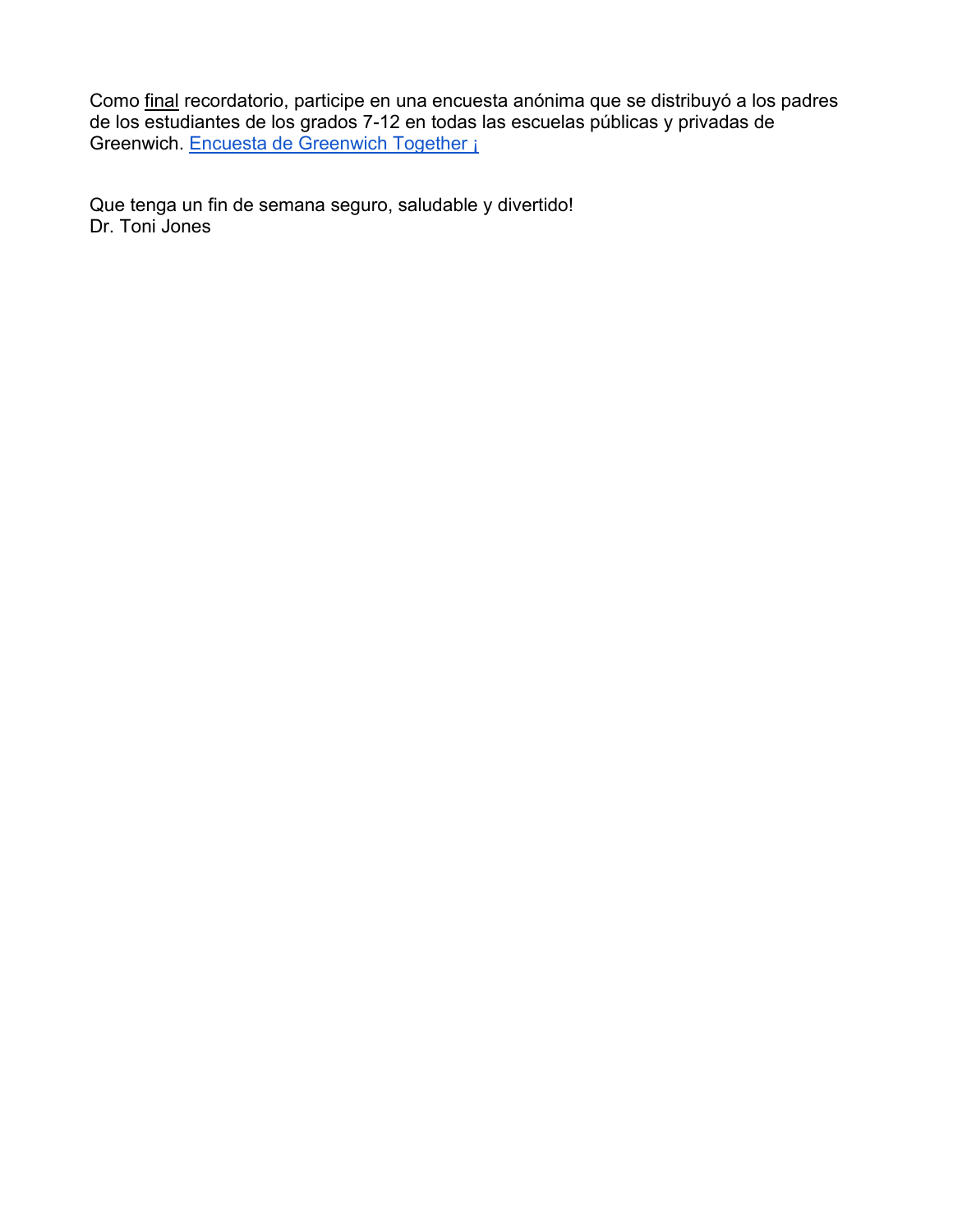Como final recordatorio, participe en una encuesta anónima que se distribuyó a los padres de los estudiantes de los grados 7-12 en todas las escuelas públicas y privadas de Greenwich. Encuesta de Greenwich Together ¡

Que tenga un fin de semana seguro, saludable y divertido!
Dr. Toni Jones